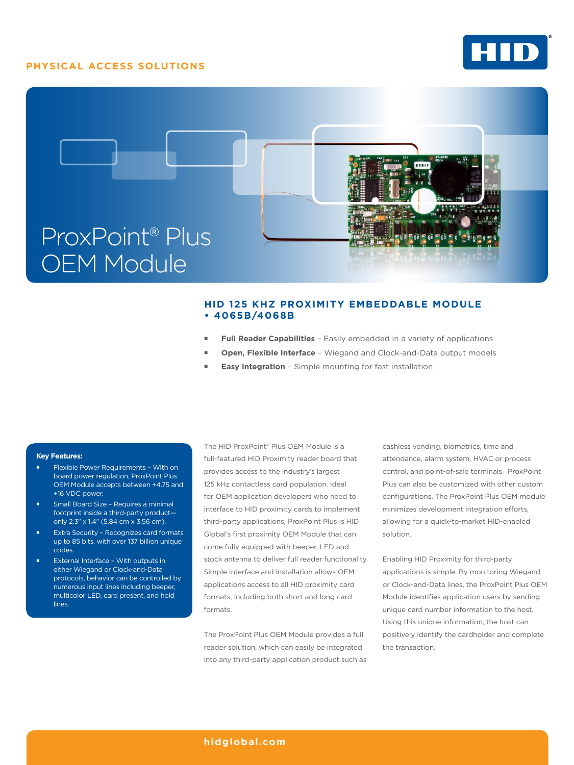PHYSICAL ACCESS SOLUTIONS

# ProxPoint® Plus OEM Module

## HID 125 KHZ PROXIMITY EMBEDDABLE MODULE • 4065B/4068B

- **Full Reader Capabilities** – Easily embedded in a variety of applications
- **Open, Flexible Interface** – Wiegand and Clock-and-Data output models
- **Easy Integration** – Simple mounting for fast installation

**Key Features:**

- Flexible Power Requirements – With on board power regulation, ProxPoint Plus OEM Module accepts between +4.75 and +16 VDC power.
- Small Board Size – Requires a minimal footprint inside a third-party product—only 2.3" x 1.4" (5.84 cm x 3.56 cm).
- Extra Security – Recognizes card formats up to 85 bits, with over 137 billion unique codes.
- External Interface – With outputs in either Wiegand or Clock-and-Data protocols, behavior can be controlled by numerous input lines including beeper, multicolor LED, card present, and hold lines.

The HID ProxPoint® Plus OEM Module is a full-featured HID Proximity reader board that provides access to the industry's largest 125 kHz contactless card population. Ideal for OEM application developers who need to interface to HID proximity cards to implement third-party applications, ProxPoint Plus is HID Global's first proximity OEM Module that can come fully equipped with beeper, LED and stock antenna to deliver full reader functionality. Simple interface and installation allows OEM applications access to all HID proximity card formats, including both short and long card formats.

The ProxPoint Plus OEM Module provides a full reader solution, which can easily be integrated into any third-party application product such as cashless vending, biometrics, time and attendance, alarm system, HVAC or process control, and point-of-sale terminals. ProxPoint Plus can also be customized with other custom configurations. The ProxPoint Plus OEM module minimizes development integration efforts, allowing for a quick-to-market HID-enabled solution.

Enabling HID Proximity for third-party applications is simple. By monitoring Wiegand or Clock-and-Data lines, the ProxPoint Plus OEM Module identifies application users by sending unique card number information to the host. Using this unique information, the host can positively identify the cardholder and complete the transaction.

hidglobal.com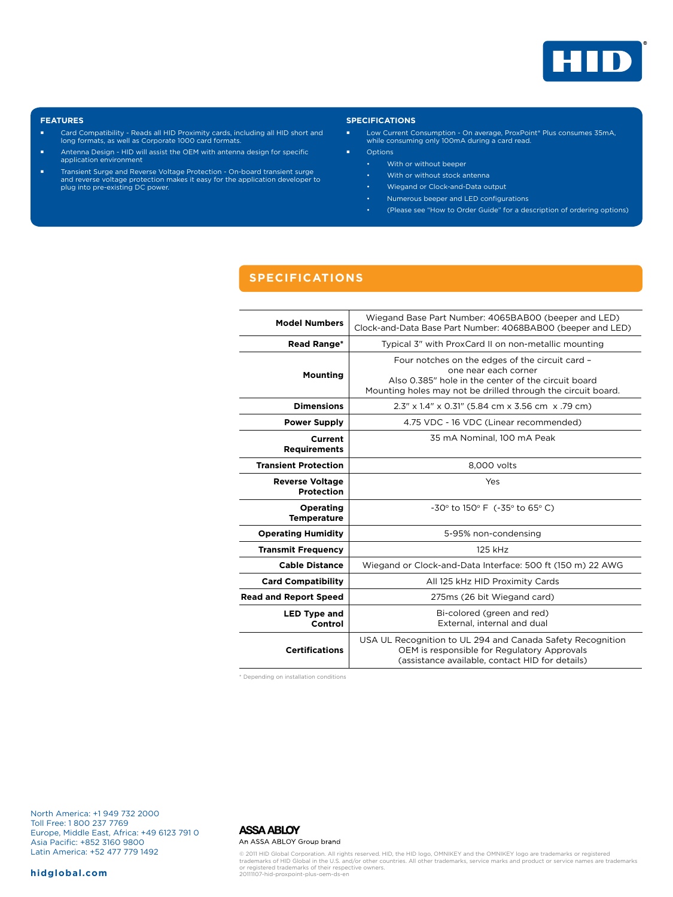## FEATURES

- Card Compatibility - Reads all HID Proximity cards, including all HID short and long formats, as well as Corporate 1000 card formats.
- Antenna Design - HID will assist the OEM with antenna design for specific application environment
- Transient Surge and Reverse Voltage Protection - On-board transient surge and reverse voltage protection makes it easy for the application developer to plug into pre-existing DC power.

## SPECIFICATIONS

- Low Current Consumption - On average, ProxPoint® Plus consumes 35mA, while consuming only 100mA during a card read.
- Options
  - With or without beeper
  - With or without stock antenna
  - Wiegand or Clock-and-Data output
  - Numerous beeper and LED configurations
  - (Please see "How to Order Guide" for a description of ordering options)

## SPECIFICATIONS

| | |
|---|---|
| **Model Numbers** | Wiegand Base Part Number: 4065BAB00 (beeper and LED)<br>Clock-and-Data Base Part Number: 4068BAB00 (beeper and LED) |
| **Read Range*** | Typical 3" with ProxCard II on non-metallic mounting |
| **Mounting** | Four notches on the edges of the circuit card – one near each corner<br>Also 0.385" hole in the center of the circuit board<br>Mounting holes may not be drilled through the circuit board. |
| **Dimensions** | 2.3" x 1.4" x 0.31" (5.84 cm x 3.56 cm x .79 cm) |
| **Power Supply** | 4.75 VDC - 16 VDC (Linear recommended) |
| **Current Requirements** | 35 mA Nominal, 100 mA Peak |
| **Transient Protection** | 8,000 volts |
| **Reverse Voltage Protection** | Yes |
| **Operating Temperature** | -30° to 150° F (-35° to 65° C) |
| **Operating Humidity** | 5-95% non-condensing |
| **Transmit Frequency** | 125 kHz |
| **Cable Distance** | Wiegand or Clock-and-Data Interface: 500 ft (150 m) 22 AWG |
| **Card Compatibility** | All 125 kHz HID Proximity Cards |
| **Read and Report Speed** | 275ms (26 bit Wiegand card) |
| **LED Type and Control** | Bi-colored (green and red)<br>External, internal and dual |
| **Certifications** | USA UL Recognition to UL 294 and Canada Safety Recognition<br>OEM is responsible for Regulatory Approvals<br>(assistance available, contact HID for details) |

* Depending on installation conditions

North America: +1 949 732 2000
Toll Free: 1 800 237 7769
Europe, Middle East, Africa: +49 6123 791 0
Asia Pacific: +852 3160 9800
Latin America: +52 477 779 1492

**hidglobal.com**

ASSA ABLOY
An ASSA ABLOY Group brand

© 2011 HID Global Corporation. All rights reserved. HID, the HID logo, OMNIKEY and the OMNIKEY logo are trademarks or registered trademarks of HID Global in the U.S. and/or other countries. All other trademarks, service marks and product or service names are trademarks or registered trademarks of their respective owners.
2011107-hid-proxpoint-plus-oem-ds-en